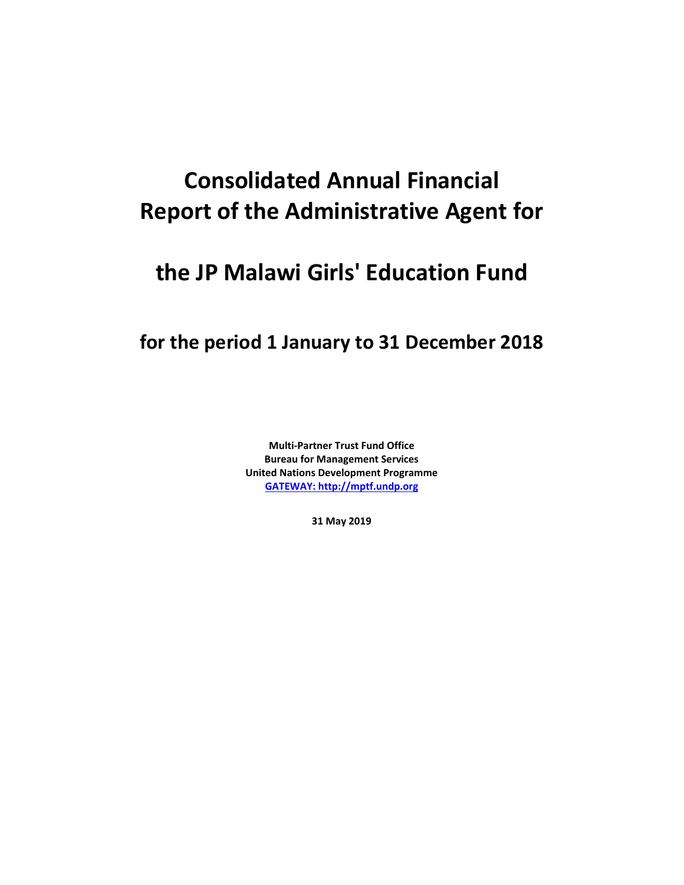# Consolidated Annual Financial Report of the Administrative Agent for

# the JP Malawi Girls' Education Fund

## for the period 1 January to 31 December 2018

**Multi-Partner Trust Fund Office**
**Bureau for Management Services**
**United Nations Development Programme**
**[GATEWAY: http://mptf.undp.org](http://mptf.undp.org)**

**31 May 2019**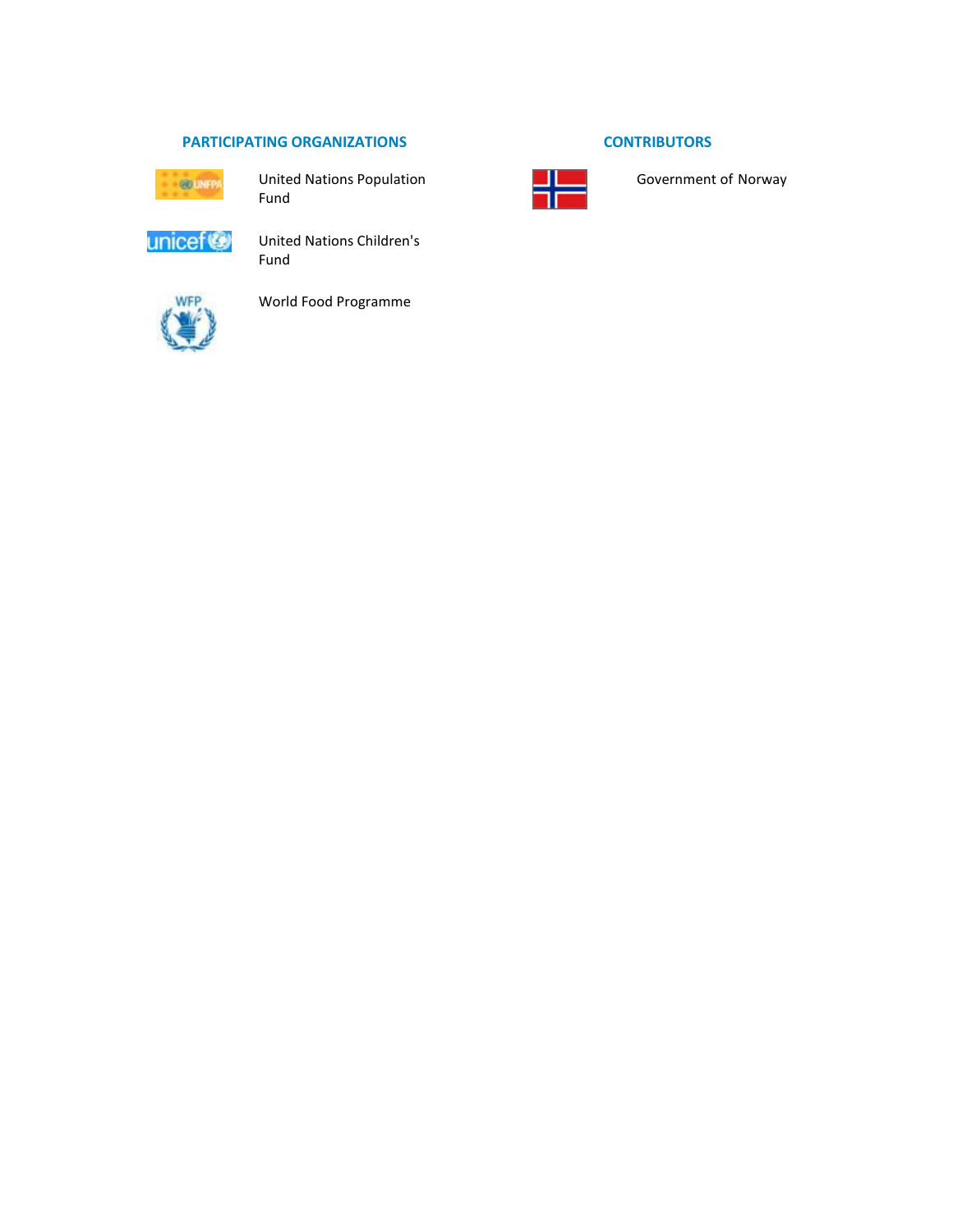## PARTICIPATING ORGANIZATIONS

United Nations Population Fund

United Nations Children's Fund

World Food Programme

## CONTRIBUTORS

Government of Norway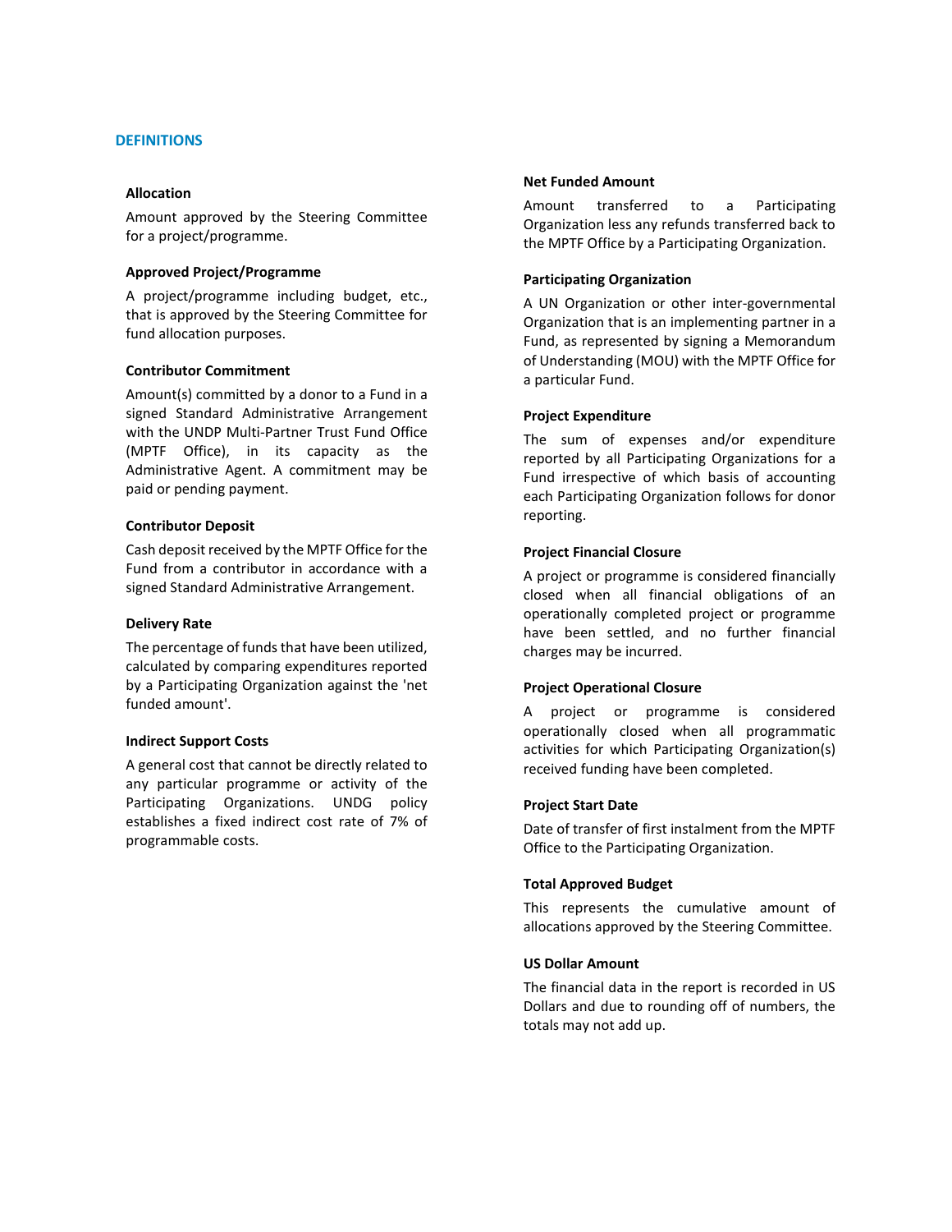## DEFINITIONS

**Allocation**

Amount approved by the Steering Committee for a project/programme.

**Approved Project/Programme**

A project/programme including budget, etc., that is approved by the Steering Committee for fund allocation purposes.

**Contributor Commitment**

Amount(s) committed by a donor to a Fund in a signed Standard Administrative Arrangement with the UNDP Multi-Partner Trust Fund Office (MPTF Office), in its capacity as the Administrative Agent. A commitment may be paid or pending payment.

**Contributor Deposit**

Cash deposit received by the MPTF Office for the Fund from a contributor in accordance with a signed Standard Administrative Arrangement.

**Delivery Rate**

The percentage of funds that have been utilized, calculated by comparing expenditures reported by a Participating Organization against the 'net funded amount'.

**Indirect Support Costs**

A general cost that cannot be directly related to any particular programme or activity of the Participating Organizations. UNDG policy establishes a fixed indirect cost rate of 7% of programmable costs.

**Net Funded Amount**

Amount transferred to a Participating Organization less any refunds transferred back to the MPTF Office by a Participating Organization.

**Participating Organization**

A UN Organization or other inter-governmental Organization that is an implementing partner in a Fund, as represented by signing a Memorandum of Understanding (MOU) with the MPTF Office for a particular Fund.

**Project Expenditure**

The sum of expenses and/or expenditure reported by all Participating Organizations for a Fund irrespective of which basis of accounting each Participating Organization follows for donor reporting.

**Project Financial Closure**

A project or programme is considered financially closed when all financial obligations of an operationally completed project or programme have been settled, and no further financial charges may be incurred.

**Project Operational Closure**

A project or programme is considered operationally closed when all programmatic activities for which Participating Organization(s) received funding have been completed.

**Project Start Date**

Date of transfer of first instalment from the MPTF Office to the Participating Organization.

**Total Approved Budget**

This represents the cumulative amount of allocations approved by the Steering Committee.

**US Dollar Amount**

The financial data in the report is recorded in US Dollars and due to rounding off of numbers, the totals may not add up.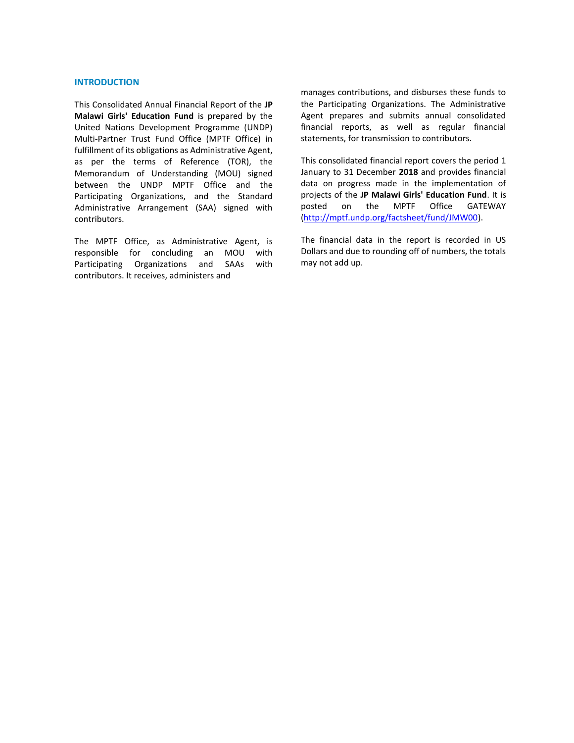## INTRODUCTION

This Consolidated Annual Financial Report of the **JP Malawi Girls' Education Fund** is prepared by the United Nations Development Programme (UNDP) Multi-Partner Trust Fund Office (MPTF Office) in fulfillment of its obligations as Administrative Agent, as per the terms of Reference (TOR), the Memorandum of Understanding (MOU) signed between the UNDP MPTF Office and the Participating Organizations, and the Standard Administrative Arrangement (SAA) signed with contributors.

The MPTF Office, as Administrative Agent, is responsible for concluding an MOU with Participating Organizations and SAAs with contributors. It receives, administers and manages contributions, and disburses these funds to the Participating Organizations. The Administrative Agent prepares and submits annual consolidated financial reports, as well as regular financial statements, for transmission to contributors.

This consolidated financial report covers the period 1 January to 31 December **2018** and provides financial data on progress made in the implementation of projects of the **JP Malawi Girls' Education Fund**. It is posted on the MPTF Office GATEWAY (http://mptf.undp.org/factsheet/fund/JMW00).

The financial data in the report is recorded in US Dollars and due to rounding off of numbers, the totals may not add up.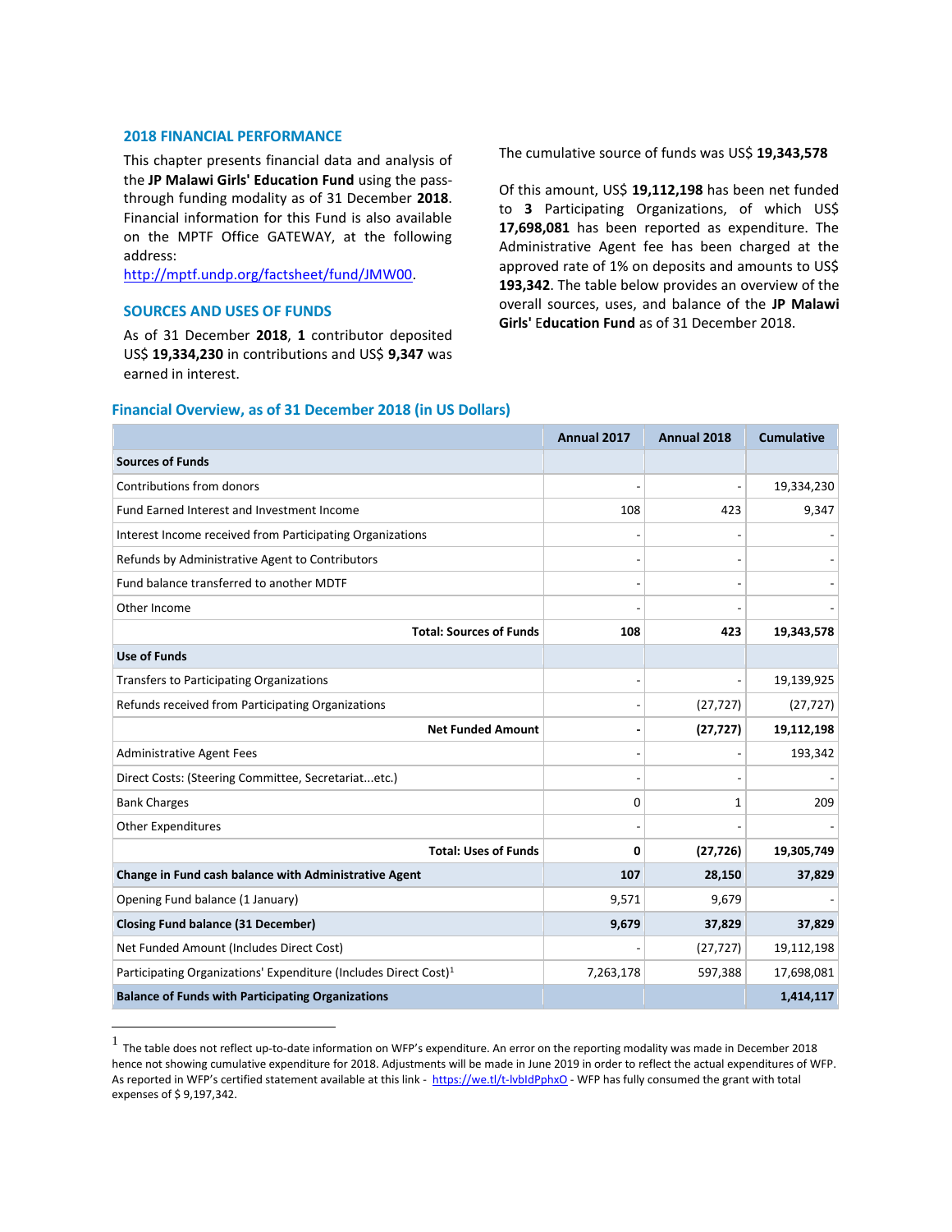## 2018 FINANCIAL PERFORMANCE

This chapter presents financial data and analysis of the **JP Malawi Girls' Education Fund** using the pass-through funding modality as of 31 December **2018**. Financial information for this Fund is also available on the MPTF Office GATEWAY, at the following address: http://mptf.undp.org/factsheet/fund/JMW00.

## SOURCES AND USES OF FUNDS

As of 31 December **2018**, **1** contributor deposited US$ **19,334,230** in contributions and US$ **9,347** was earned in interest.

The cumulative source of funds was US$ **19,343,578**

Of this amount, US$ **19,112,198** has been net funded to **3** Participating Organizations, of which US$ **17,698,081** has been reported as expenditure. The Administrative Agent fee has been charged at the approved rate of 1% on deposits and amounts to US$ **193,342**. The table below provides an overview of the overall sources, uses, and balance of the **JP Malawi Girls' Education Fund** as of 31 December 2018.

### Financial Overview, as of 31 December 2018 (in US Dollars)

| | Annual 2017 | Annual 2018 | Cumulative |
|---|---|---|---|
| **Sources of Funds** | | | |
| Contributions from donors | - | - | 19,334,230 |
| Fund Earned Interest and Investment Income | 108 | 423 | 9,347 |
| Interest Income received from Participating Organizations | - | - | - |
| Refunds by Administrative Agent to Contributors | - | - | - |
| Fund balance transferred to another MDTF | - | - | - |
| Other Income | - | - | - |
| **Total: Sources of Funds** | **108** | **423** | **19,343,578** |
| **Use of Funds** | | | |
| Transfers to Participating Organizations | - | - | 19,139,925 |
| Refunds received from Participating Organizations | - | (27,727) | (27,727) |
| **Net Funded Amount** | **-** | **(27,727)** | **19,112,198** |
| Administrative Agent Fees | - | - | 193,342 |
| Direct Costs: (Steering Committee, Secretariat...etc.) | - | - | - |
| Bank Charges | 0 | 1 | 209 |
| Other Expenditures | - | - | - |
| **Total: Uses of Funds** | **0** | **(27,726)** | **19,305,749** |
| **Change in Fund cash balance with Administrative Agent** | **107** | **28,150** | **37,829** |
| Opening Fund balance (1 January) | 9,571 | 9,679 | - |
| **Closing Fund balance (31 December)** | **9,679** | **37,829** | **37,829** |
| Net Funded Amount (Includes Direct Cost) | - | (27,727) | 19,112,198 |
| Participating Organizations' Expenditure (Includes Direct Cost)[1] | 7,263,178 | 597,388 | 17,698,081 |
| **Balance of Funds with Participating Organizations** | | | **1,414,117** |

[1] The table does not reflect up-to-date information on WFP's expenditure. An error on the reporting modality was made in December 2018 hence not showing cumulative expenditure for 2018. Adjustments will be made in June 2019 in order to reflect the actual expenditures of WFP. As reported in WFP's certified statement available at this link - https://we.tl/t-lvbIdPphxO - WFP has fully consumed the grant with total expenses of $ 9,197,342.